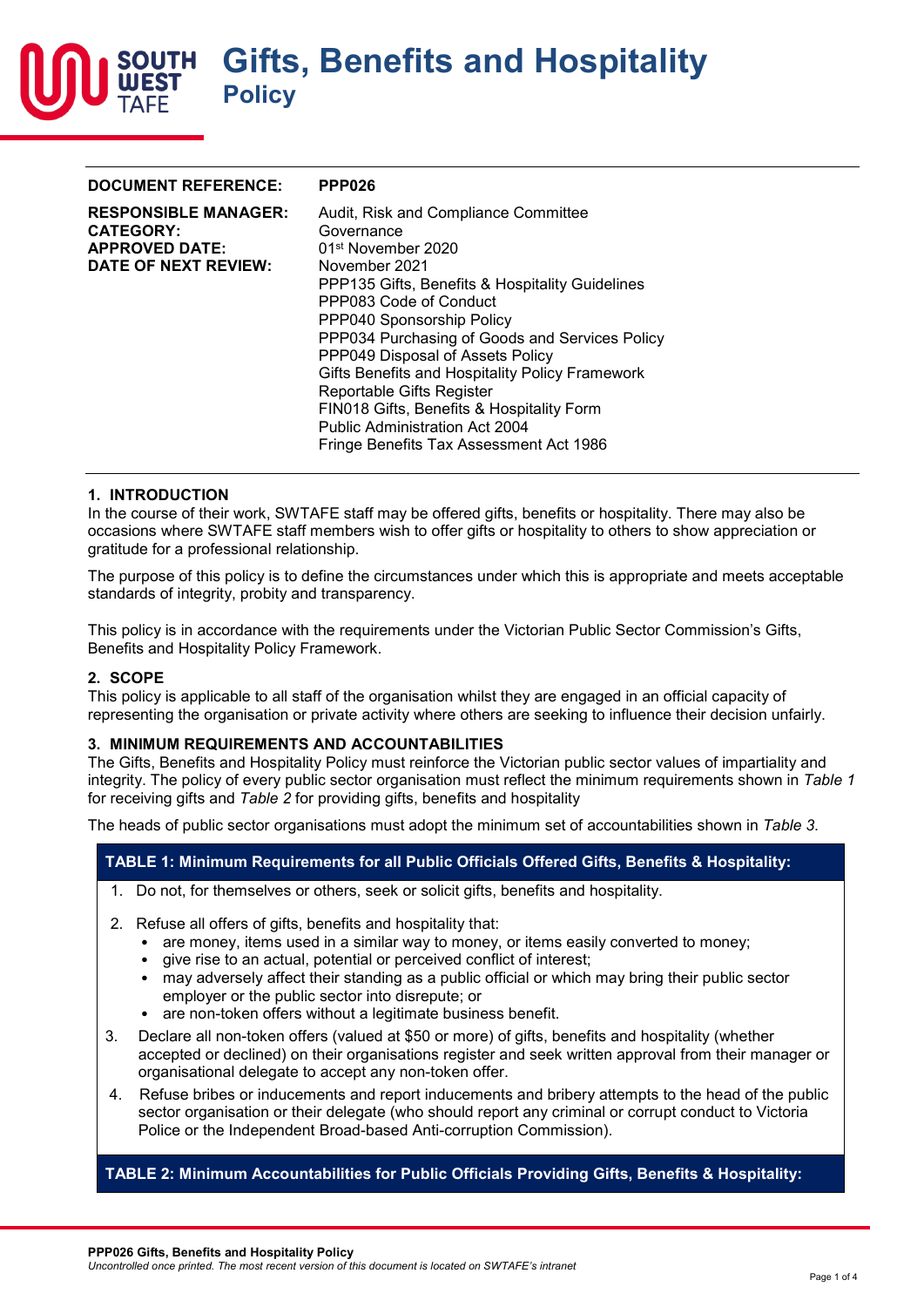# Gifts, Benefits and Hospitality
## Policy

| | |
|---|---|
| **DOCUMENT REFERENCE:** | **PPP026** |
| **RESPONSIBLE MANAGER:** | Audit, Risk and Compliance Committee |
| **CATEGORY:** | Governance |
| **APPROVED DATE:** | 01st November 2020 |
| **DATE OF NEXT REVIEW:** | November 2021 |
| | PPP135 Gifts, Benefits & Hospitality Guidelines<br>PPP083 Code of Conduct<br>PPP040 Sponsorship Policy<br>PPP034 Purchasing of Goods and Services Policy<br>PPP049 Disposal of Assets Policy<br>Gifts Benefits and Hospitality Policy Framework<br>Reportable Gifts Register<br>FIN018 Gifts, Benefits & Hospitality Form<br>Public Administration Act 2004<br>Fringe Benefits Tax Assessment Act 1986 |

### 1. INTRODUCTION

In the course of their work, SWTAFE staff may be offered gifts, benefits or hospitality. There may also be occasions where SWTAFE staff members wish to offer gifts or hospitality to others to show appreciation or gratitude for a professional relationship.

The purpose of this policy is to define the circumstances under which this is appropriate and meets acceptable standards of integrity, probity and transparency.

This policy is in accordance with the requirements under the Victorian Public Sector Commission's Gifts, Benefits and Hospitality Policy Framework.

### 2. SCOPE

This policy is applicable to all staff of the organisation whilst they are engaged in an official capacity of representing the organisation or private activity where others are seeking to influence their decision unfairly.

### 3. MINIMUM REQUIREMENTS AND ACCOUNTABILITIES

The Gifts, Benefits and Hospitality Policy must reinforce the Victorian public sector values of impartiality and integrity. The policy of every public sector organisation must reflect the minimum requirements shown in *Table 1* for receiving gifts and *Table 2* for providing gifts, benefits and hospitality

The heads of public sector organisations must adopt the minimum set of accountabilities shown in *Table 3*.

**TABLE 1: Minimum Requirements for all Public Officials Offered Gifts, Benefits & Hospitality:**

1. Do not, for themselves or others, seek or solicit gifts, benefits and hospitality.
2. Refuse all offers of gifts, benefits and hospitality that:
   - are money, items used in a similar way to money, or items easily converted to money;
   - give rise to an actual, potential or perceived conflict of interest;
   - may adversely affect their standing as a public official or which may bring their public sector employer or the public sector into disrepute; or
   - are non-token offers without a legitimate business benefit.
3. Declare all non-token offers (valued at $50 or more) of gifts, benefits and hospitality (whether accepted or declined) on their organisations register and seek written approval from their manager or organisational delegate to accept any non-token offer.
4. Refuse bribes or inducements and report inducements and bribery attempts to the head of the public sector organisation or their delegate (who should report any criminal or corrupt conduct to Victoria Police or the Independent Broad-based Anti-corruption Commission).

**TABLE 2: Minimum Accountabilities for Public Officials Providing Gifts, Benefits & Hospitality:**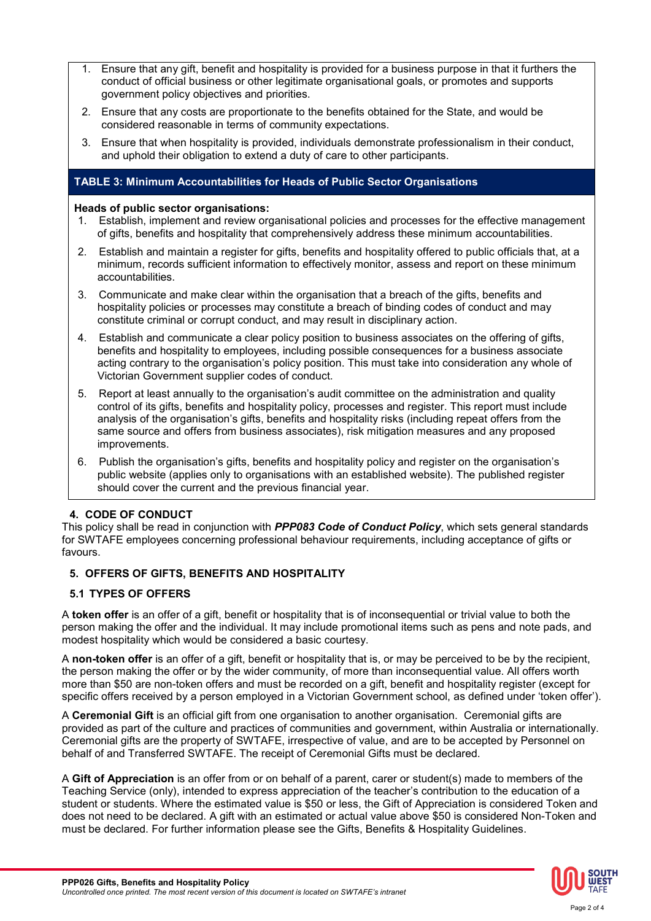1. Ensure that any gift, benefit and hospitality is provided for a business purpose in that it furthers the conduct of official business or other legitimate organisational goals, or promotes and supports government policy objectives and priorities.
2. Ensure that any costs are proportionate to the benefits obtained for the State, and would be considered reasonable in terms of community expectations.
3. Ensure that when hospitality is provided, individuals demonstrate professionalism in their conduct, and uphold their obligation to extend a duty of care to other participants.

**TABLE 3: Minimum Accountabilities for Heads of Public Sector Organisations**

**Heads of public sector organisations:**

1. Establish, implement and review organisational policies and processes for the effective management of gifts, benefits and hospitality that comprehensively address these minimum accountabilities.
2. Establish and maintain a register for gifts, benefits and hospitality offered to public officials that, at a minimum, records sufficient information to effectively monitor, assess and report on these minimum accountabilities.
3. Communicate and make clear within the organisation that a breach of the gifts, benefits and hospitality policies or processes may constitute a breach of binding codes of conduct and may constitute criminal or corrupt conduct, and may result in disciplinary action.
4. Establish and communicate a clear policy position to business associates on the offering of gifts, benefits and hospitality to employees, including possible consequences for a business associate acting contrary to the organisation's policy position. This must take into consideration any whole of Victorian Government supplier codes of conduct.
5. Report at least annually to the organisation's audit committee on the administration and quality control of its gifts, benefits and hospitality policy, processes and register. This report must include analysis of the organisation's gifts, benefits and hospitality risks (including repeat offers from the same source and offers from business associates), risk mitigation measures and any proposed improvements.
6. Publish the organisation's gifts, benefits and hospitality policy and register on the organisation's public website (applies only to organisations with an established website). The published register should cover the current and the previous financial year.

## 4. CODE OF CONDUCT

This policy shall be read in conjunction with ***PPP083 Code of Conduct Policy***, which sets general standards for SWTAFE employees concerning professional behaviour requirements, including acceptance of gifts or favours.

## 5. OFFERS OF GIFTS, BENEFITS AND HOSPITALITY

### 5.1 TYPES OF OFFERS

A **token offer** is an offer of a gift, benefit or hospitality that is of inconsequential or trivial value to both the person making the offer and the individual. It may include promotional items such as pens and note pads, and modest hospitality which would be considered a basic courtesy.

A **non-token offer** is an offer of a gift, benefit or hospitality that is, or may be perceived to be by the recipient, the person making the offer or by the wider community, of more than inconsequential value. All offers worth more than $50 are non-token offers and must be recorded on a gift, benefit and hospitality register (except for specific offers received by a person employed in a Victorian Government school, as defined under 'token offer').

A **Ceremonial Gift** is an official gift from one organisation to another organisation. Ceremonial gifts are provided as part of the culture and practices of communities and government, within Australia or internationally. Ceremonial gifts are the property of SWTAFE, irrespective of value, and are to be accepted by Personnel on behalf of and Transferred SWTAFE. The receipt of Ceremonial Gifts must be declared.

A **Gift of Appreciation** is an offer from or on behalf of a parent, carer or student(s) made to members of the Teaching Service (only), intended to express appreciation of the teacher's contribution to the education of a student or students. Where the estimated value is $50 or less, the Gift of Appreciation is considered Token and does not need to be declared. A gift with an estimated or actual value above $50 is considered Non-Token and must be declared. For further information please see the Gifts, Benefits & Hospitality Guidelines.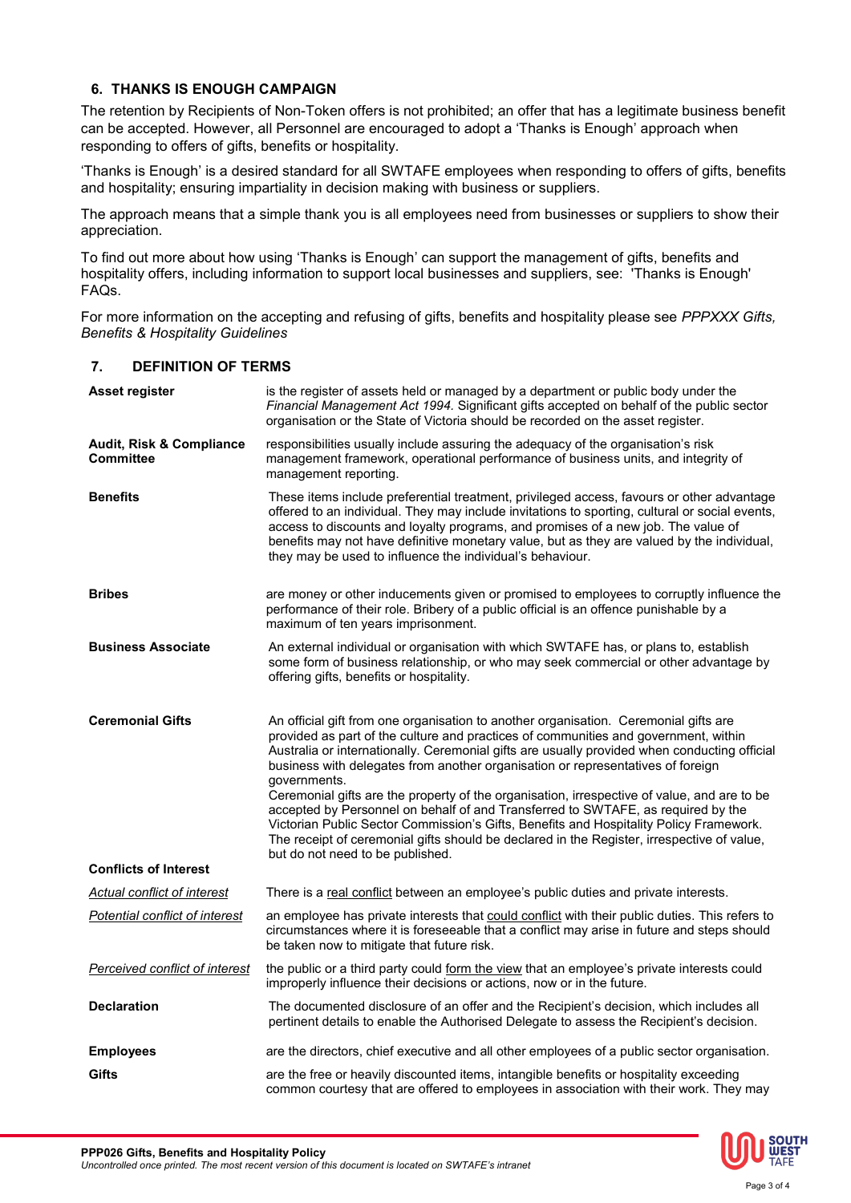## 6. THANKS IS ENOUGH CAMPAIGN

The retention by Recipients of Non-Token offers is not prohibited; an offer that has a legitimate business benefit can be accepted. However, all Personnel are encouraged to adopt a 'Thanks is Enough' approach when responding to offers of gifts, benefits or hospitality.

'Thanks is Enough' is a desired standard for all SWTAFE employees when responding to offers of gifts, benefits and hospitality; ensuring impartiality in decision making with business or suppliers.

The approach means that a simple thank you is all employees need from businesses or suppliers to show their appreciation.

To find out more about how using 'Thanks is Enough' can support the management of gifts, benefits and hospitality offers, including information to support local businesses and suppliers, see: 'Thanks is Enough' FAQs.

For more information on the accepting and refusing of gifts, benefits and hospitality please see *PPPXXX Gifts, Benefits & Hospitality Guidelines*

## 7. DEFINITION OF TERMS

| | |
|---|---|
| **Asset register** | is the register of assets held or managed by a department or public body under the *Financial Management Act 1994.* Significant gifts accepted on behalf of the public sector organisation or the State of Victoria should be recorded on the asset register. |
| **Audit, Risk & Compliance Committee** | responsibilities usually include assuring the adequacy of the organisation's risk management framework, operational performance of business units, and integrity of management reporting. |
| **Benefits** | These items include preferential treatment, privileged access, favours or other advantage offered to an individual. They may include invitations to sporting, cultural or social events, access to discounts and loyalty programs, and promises of a new job. The value of benefits may not have definitive monetary value, but as they are valued by the individual, they may be used to influence the individual's behaviour. |
| **Bribes** | are money or other inducements given or promised to employees to corruptly influence the performance of their role. Bribery of a public official is an offence punishable by a maximum of ten years imprisonment. |
| **Business Associate** | An external individual or organisation with which SWTAFE has, or plans to, establish some form of business relationship, or who may seek commercial or other advantage by offering gifts, benefits or hospitality. |
| **Ceremonial Gifts** | An official gift from one organisation to another organisation. Ceremonial gifts are provided as part of the culture and practices of communities and government, within Australia or internationally. Ceremonial gifts are usually provided when conducting official business with delegates from another organisation or representatives of foreign governments.<br>Ceremonial gifts are the property of the organisation, irrespective of value, and are to be accepted by Personnel on behalf of and Transferred to SWTAFE, as required by the Victorian Public Sector Commission's Gifts, Benefits and Hospitality Policy Framework. The receipt of ceremonial gifts should be declared in the Register, irrespective of value, but do not need to be published. |
| **Conflicts of Interest** | |
| *Actual conflict of interest* | There is a real conflict between an employee's public duties and private interests. |
| *Potential conflict of interest* | an employee has private interests that could conflict with their public duties. This refers to circumstances where it is foreseeable that a conflict may arise in future and steps should be taken now to mitigate that future risk. |
| *Perceived conflict of interest* | the public or a third party could form the view that an employee's private interests could improperly influence their decisions or actions, now or in the future. |
| **Declaration** | The documented disclosure of an offer and the Recipient's decision, which includes all pertinent details to enable the Authorised Delegate to assess the Recipient's decision. |
| **Employees** | are the directors, chief executive and all other employees of a public sector organisation. |
| **Gifts** | are the free or heavily discounted items, intangible benefits or hospitality exceeding common courtesy that are offered to employees in association with their work. They may |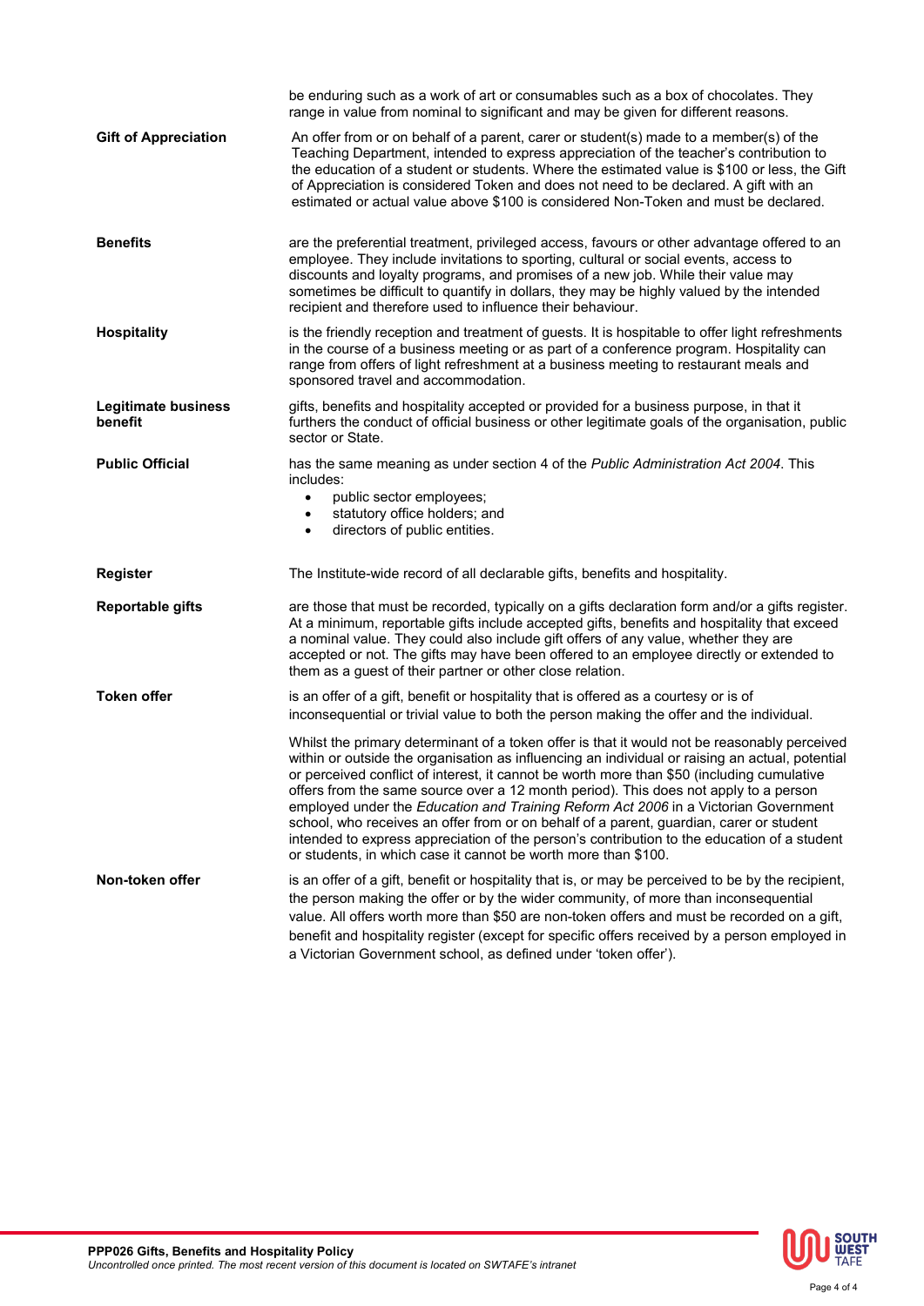| | |
|---|---|
| | be enduring such as a work of art or consumables such as a box of chocolates. They range in value from nominal to significant and may be given for different reasons. |
| **Gift of Appreciation** | An offer from or on behalf of a parent, carer or student(s) made to a member(s) of the Teaching Department, intended to express appreciation of the teacher's contribution to the education of a student or students. Where the estimated value is $100 or less, the Gift of Appreciation is considered Token and does not need to be declared. A gift with an estimated or actual value above $100 is considered Non-Token and must be declared. |
| **Benefits** | are the preferential treatment, privileged access, favours or other advantage offered to an employee. They include invitations to sporting, cultural or social events, access to discounts and loyalty programs, and promises of a new job. While their value may sometimes be difficult to quantify in dollars, they may be highly valued by the intended recipient and therefore used to influence their behaviour. |
| **Hospitality** | is the friendly reception and treatment of guests. It is hospitable to offer light refreshments in the course of a business meeting or as part of a conference program. Hospitality can range from offers of light refreshment at a business meeting to restaurant meals and sponsored travel and accommodation. |
| **Legitimate business benefit** | gifts, benefits and hospitality accepted or provided for a business purpose, in that it furthers the conduct of official business or other legitimate goals of the organisation, public sector or State. |
| **Public Official** | has the same meaning as under section 4 of the *Public Administration Act 2004*. This includes:<br>• public sector employees;<br>• statutory office holders; and<br>• directors of public entities. |
| **Register** | The Institute-wide record of all declarable gifts, benefits and hospitality. |
| **Reportable gifts** | are those that must be recorded, typically on a gifts declaration form and/or a gifts register. At a minimum, reportable gifts include accepted gifts, benefits and hospitality that exceed a nominal value. They could also include gift offers of any value, whether they are accepted or not. The gifts may have been offered to an employee directly or extended to them as a guest of their partner or other close relation. |
| **Token offer** | is an offer of a gift, benefit or hospitality that is offered as a courtesy or is of inconsequential or trivial value to both the person making the offer and the individual.<br><br>Whilst the primary determinant of a token offer is that it would not be reasonably perceived within or outside the organisation as influencing an individual or raising an actual, potential or perceived conflict of interest, it cannot be worth more than $50 (including cumulative offers from the same source over a 12 month period). This does not apply to a person employed under the *Education and Training Reform Act 2006* in a Victorian Government school, who receives an offer from or on behalf of a parent, guardian, carer or student intended to express appreciation of the person's contribution to the education of a student or students, in which case it cannot be worth more than $100. |
| **Non-token offer** | is an offer of a gift, benefit or hospitality that is, or may be perceived to be by the recipient, the person making the offer or by the wider community, of more than inconsequential value. All offers worth more than $50 are non-token offers and must be recorded on a gift, benefit and hospitality register (except for specific offers received by a person employed in a Victorian Government school, as defined under 'token offer'). |